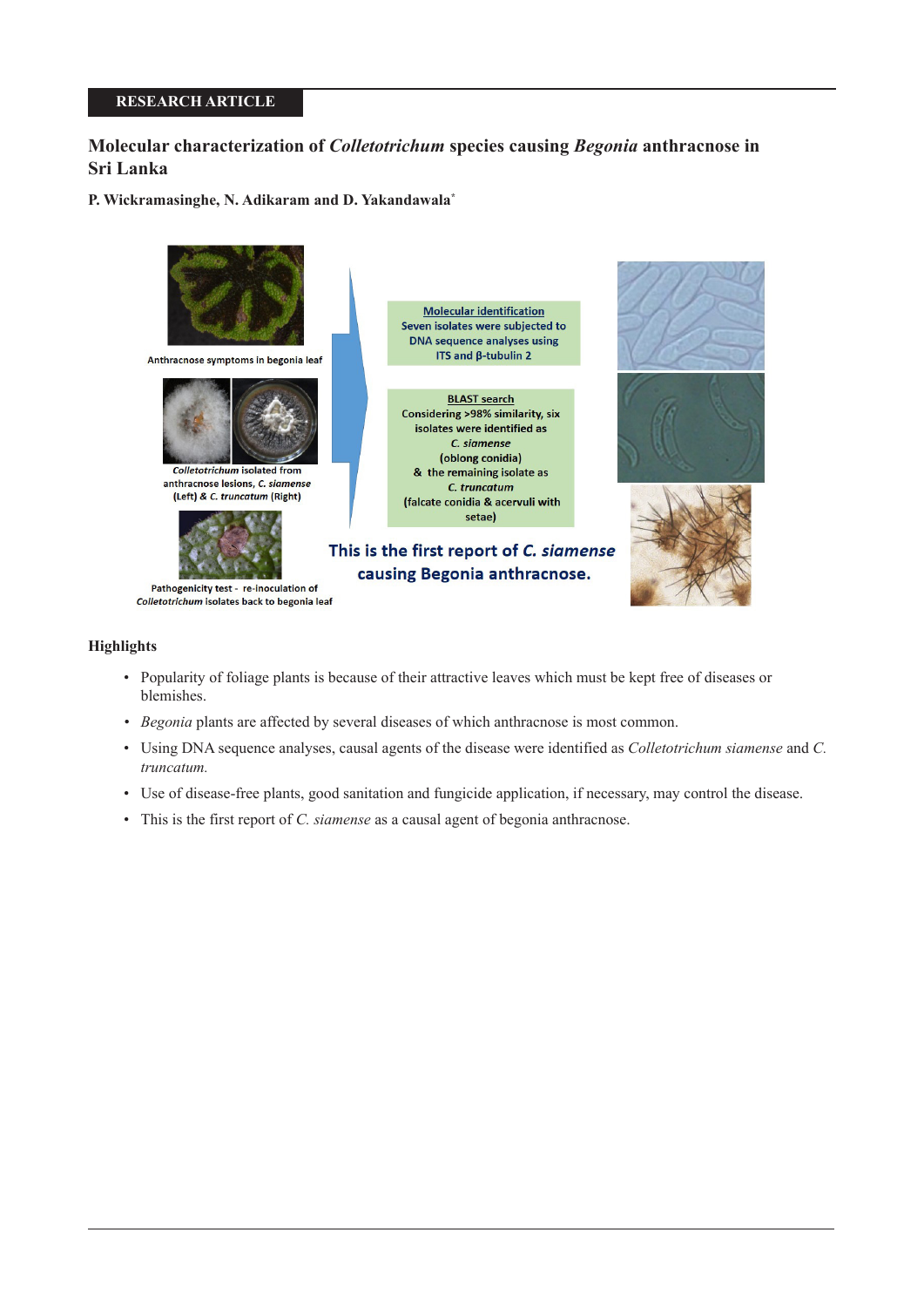RESEARCH ARTICLE

# Molecular characterization of *Colletotrichum* species causing *Begonia* anthracnose in Sri Lanka

**P. Wickramasinghe, N. Adikaram and D. Yakandawala[*]**

Anthracnose symptoms in begonia leaf

*Colletotrichum* isolated from anthracnose lesions, *C. siamense* (Left) & *C. truncatum* (Right)

Pathogenicity test - re-inoculation of *Colletotrichum* isolates back to begonia leaf

Molecular identification
Seven isolates were subjected to DNA sequence analyses using ITS and β-tubulin 2

BLAST search
Considering >98% similarity, six isolates were identified as *C. siamense* (oblong conidia) & the remaining isolate as *C. truncatum* (falcate conidia & acervuli with setae)

This is the first report of *C. siamense* causing Begonia anthracnose.

## Highlights

- Popularity of foliage plants is because of their attractive leaves which must be kept free of diseases or blemishes.
- *Begonia* plants are affected by several diseases of which anthracnose is most common.
- Using DNA sequence analyses, causal agents of the disease were identified as *Colletotrichum siamense* and *C. truncatum.*
- Use of disease-free plants, good sanitation and fungicide application, if necessary, may control the disease.
- This is the first report of *C. siamense* as a causal agent of begonia anthracnose.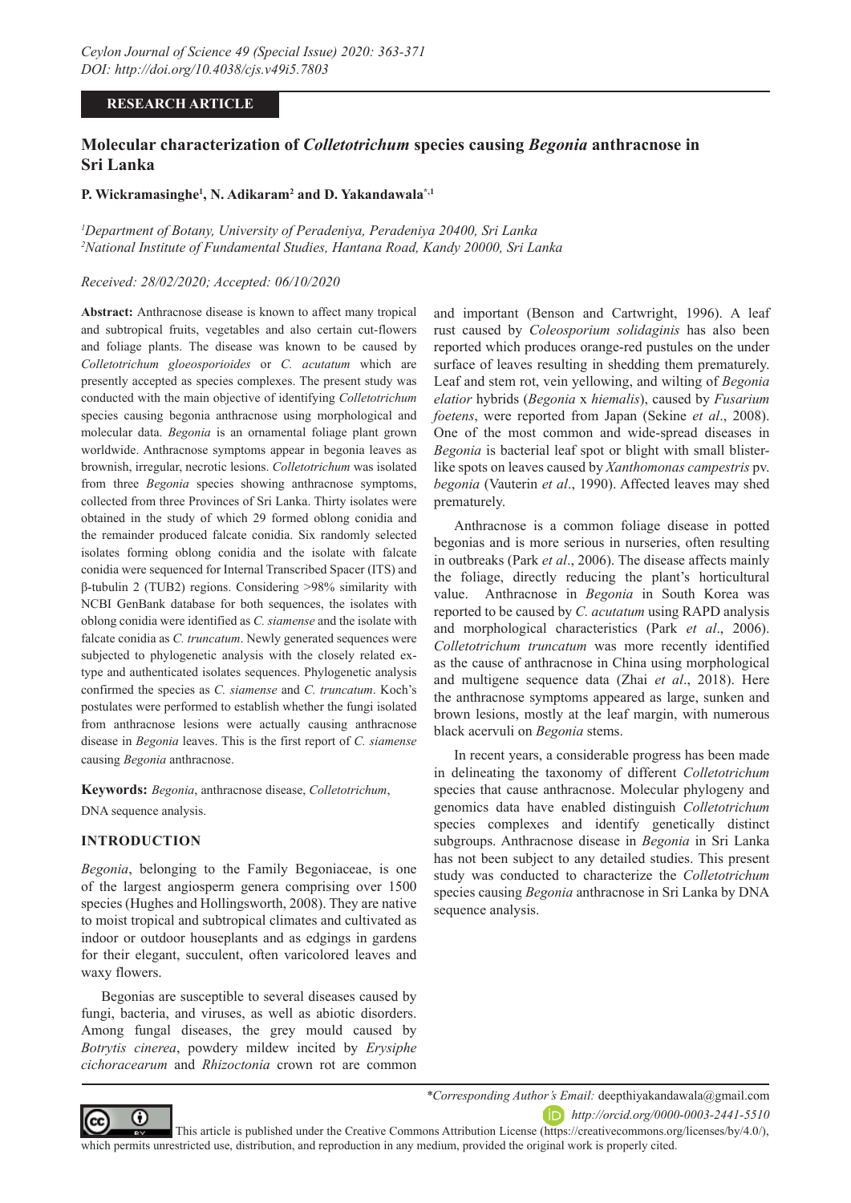**RESEARCH ARTICLE**

# Molecular characterization of *Colletotrichum* species causing *Begonia* anthracnose in Sri Lanka

**P. Wickramasinghe[1], N. Adikaram[2] and D. Yakandawala[*,1]**

[1]*Department of Botany, University of Peradeniya, Peradeniya 20400, Sri Lanka*
[2]*National Institute of Fundamental Studies, Hantana Road, Kandy 20000, Sri Lanka*

*Received: 28/02/2020; Accepted: 06/10/2020*

**Abstract:** Anthracnose disease is known to affect many tropical and subtropical fruits, vegetables and also certain cut-flowers and foliage plants. The disease was known to be caused by *Colletotrichum gloeosporioides* or *C. acutatum* which are presently accepted as species complexes. The present study was conducted with the main objective of identifying *Colletotrichum* species causing begonia anthracnose using morphological and molecular data. *Begonia* is an ornamental foliage plant grown worldwide. Anthracnose symptoms appear in begonia leaves as brownish, irregular, necrotic lesions. *Colletotrichum* was isolated from three *Begonia* species showing anthracnose symptoms, collected from three Provinces of Sri Lanka. Thirty isolates were obtained in the study of which 29 formed oblong conidia and the remainder produced falcate conidia. Six randomly selected isolates forming oblong conidia and the isolate with falcate conidia were sequenced for Internal Transcribed Spacer (ITS) and β-tubulin 2 (TUB2) regions. Considering >98% similarity with NCBI GenBank database for both sequences, the isolates with oblong conidia were identified as *C. siamense* and the isolate with falcate conidia as *C. truncatum*. Newly generated sequences were subjected to phylogenetic analysis with the closely related ex-type and authenticated isolates sequences. Phylogenetic analysis confirmed the species as *C. siamense* and *C. truncatum*. Koch's postulates were performed to establish whether the fungi isolated from anthracnose lesions were actually causing anthracnose disease in *Begonia* leaves. This is the first report of *C. siamense* causing *Begonia* anthracnose.

**Keywords:** *Begonia*, anthracnose disease, *Colletotrichum*, DNA sequence analysis.

## INTRODUCTION

*Begonia*, belonging to the Family Begoniaceae, is one of the largest angiosperm genera comprising over 1500 species (Hughes and Hollingsworth, 2008). They are native to moist tropical and subtropical climates and cultivated as indoor or outdoor houseplants and as edgings in gardens for their elegant, succulent, often varicolored leaves and waxy flowers.

Begonias are susceptible to several diseases caused by fungi, bacteria, and viruses, as well as abiotic disorders. Among fungal diseases, the grey mould caused by *Botrytis cinerea*, powdery mildew incited by *Erysiphe cichoracearum* and *Rhizoctonia* crown rot are common and important (Benson and Cartwright, 1996). A leaf rust caused by *Coleosporium solidaginis* has also been reported which produces orange-red pustules on the under surface of leaves resulting in shedding them prematurely. Leaf and stem rot, vein yellowing, and wilting of *Begonia elatior* hybrids (*Begonia* x *hiemalis*), caused by *Fusarium foetens*, were reported from Japan (Sekine *et al*., 2008). One of the most common and wide-spread diseases in *Begonia* is bacterial leaf spot or blight with small blister-like spots on leaves caused by *Xanthomonas campestris* pv. *begonia* (Vauterin *et al*., 1990). Affected leaves may shed prematurely.

Anthracnose is a common foliage disease in potted begonias and is more serious in nurseries, often resulting in outbreaks (Park *et al*., 2006). The disease affects mainly the foliage, directly reducing the plant's horticultural value. Anthracnose in *Begonia* in South Korea was reported to be caused by *C. acutatum* using RAPD analysis and morphological characteristics (Park *et al*., 2006). *Colletotrichum truncatum* was more recently identified as the cause of anthracnose in China using morphological and multigene sequence data (Zhai *et al*., 2018). Here the anthracnose symptoms appeared as large, sunken and brown lesions, mostly at the leaf margin, with numerous black acervuli on *Begonia* stems.

In recent years, a considerable progress has been made in delineating the taxonomy of different *Colletotrichum* species that cause anthracnose. Molecular phylogeny and genomics data have enabled distinguish *Colletotrichum* species complexes and identify genetically distinct subgroups. Anthracnose disease in *Begonia* in Sri Lanka has not been subject to any detailed studies. This present study was conducted to characterize the *Colletotrichum* species causing *Begonia* anthracnose in Sri Lanka by DNA sequence analysis.

*\*Corresponding Author's Email:* deepthiyakandawala@gmail.com

*http://orcid.org/0000-0003-2441-5510*

This article is published under the Creative Commons Attribution License (https://creativecommons.org/licenses/by/4.0/), which permits unrestricted use, distribution, and reproduction in any medium, provided the original work is properly cited.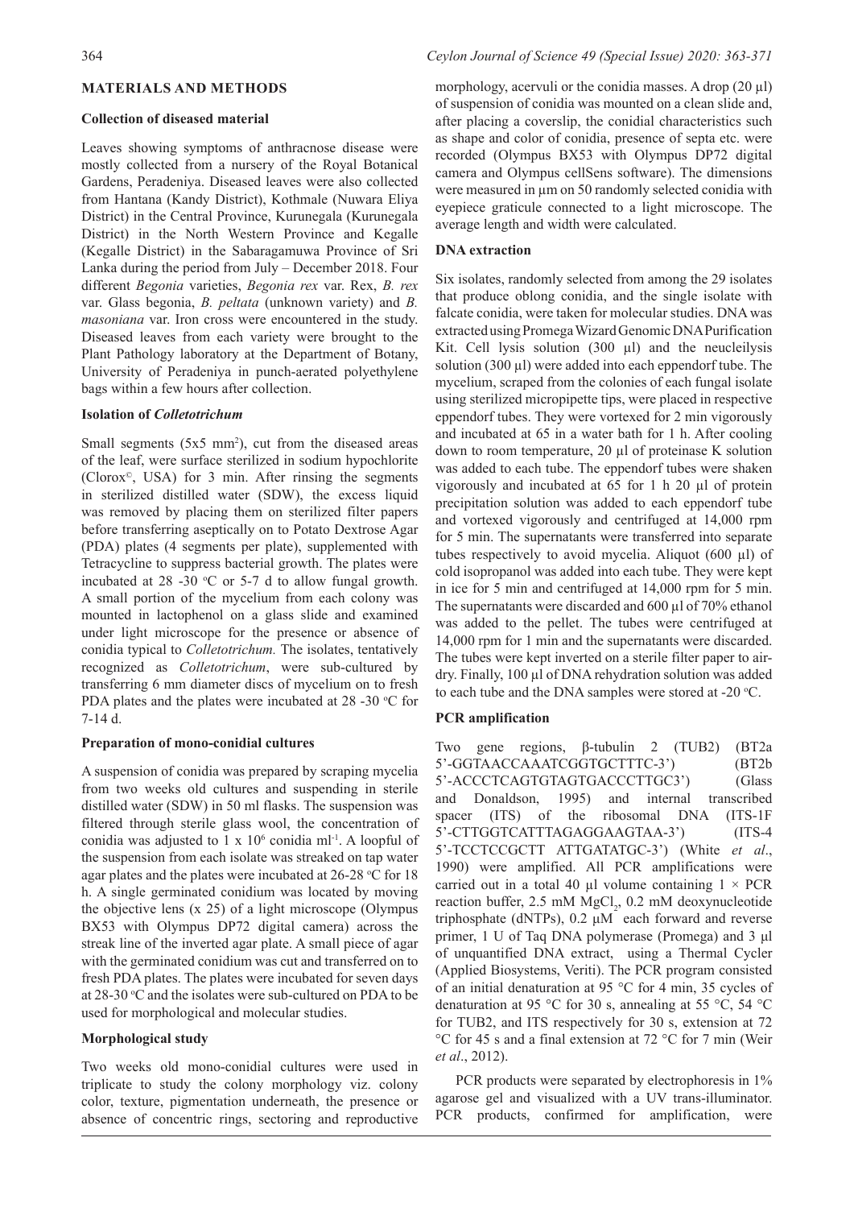## MATERIALS AND METHODS

### Collection of diseased material

Leaves showing symptoms of anthracnose disease were mostly collected from a nursery of the Royal Botanical Gardens, Peradeniya. Diseased leaves were also collected from Hantana (Kandy District), Kothmale (Nuwara Eliya District) in the Central Province, Kurunegala (Kurunegala District) in the North Western Province and Kegalle (Kegalle District) in the Sabaragamuwa Province of Sri Lanka during the period from July – December 2018. Four different *Begonia* varieties, *Begonia rex* var. Rex, *B. rex* var. Glass begonia, *B. peltata* (unknown variety) and *B. masoniana* var. Iron cross were encountered in the study. Diseased leaves from each variety were brought to the Plant Pathology laboratory at the Department of Botany, University of Peradeniya in punch-aerated polyethylene bags within a few hours after collection.

### Isolation of *Colletotrichum*

Small segments (5x5 mm$^2$), cut from the diseased areas of the leaf, were surface sterilized in sodium hypochlorite (Clorox©, USA) for 3 min. After rinsing the segments in sterilized distilled water (SDW), the excess liquid was removed by placing them on sterilized filter papers before transferring aseptically on to Potato Dextrose Agar (PDA) plates (4 segments per plate), supplemented with Tetracycline to suppress bacterial growth. The plates were incubated at 28 -30 °C or 5-7 d to allow fungal growth. A small portion of the mycelium from each colony was mounted in lactophenol on a glass slide and examined under light microscope for the presence or absence of conidia typical to *Colletotrichum.* The isolates, tentatively recognized as *Colletotrichum*, were sub-cultured by transferring 6 mm diameter discs of mycelium on to fresh PDA plates and the plates were incubated at 28 -30 °C for 7-14 d.

### Preparation of mono-conidial cultures

A suspension of conidia was prepared by scraping mycelia from two weeks old cultures and suspending in sterile distilled water (SDW) in 50 ml flasks. The suspension was filtered through sterile glass wool, the concentration of conidia was adjusted to 1 x 10$^6$ conidia ml$^{-1}$. A loopful of the suspension from each isolate was streaked on tap water agar plates and the plates were incubated at 26-28 °C for 18 h. A single germinated conidium was located by moving the objective lens (x 25) of a light microscope (Olympus BX53 with Olympus DP72 digital camera) across the streak line of the inverted agar plate. A small piece of agar with the germinated conidium was cut and transferred on to fresh PDA plates. The plates were incubated for seven days at 28-30 °C and the isolates were sub-cultured on PDA to be used for morphological and molecular studies.

### Morphological study

Two weeks old mono-conidial cultures were used in triplicate to study the colony morphology viz. colony color, texture, pigmentation underneath, the presence or absence of concentric rings, sectoring and reproductive morphology, acervuli or the conidia masses. A drop (20 µl) of suspension of conidia was mounted on a clean slide and, after placing a coverslip, the conidial characteristics such as shape and color of conidia, presence of septa etc. were recorded (Olympus BX53 with Olympus DP72 digital camera and Olympus cellSens software). The dimensions were measured in µm on 50 randomly selected conidia with eyepiece graticule connected to a light microscope. The average length and width were calculated.

### DNA extraction

Six isolates, randomly selected from among the 29 isolates that produce oblong conidia, and the single isolate with falcate conidia, were taken for molecular studies. DNA was extracted using Promega Wizard Genomic DNA Purification Kit. Cell lysis solution (300 µl) and the neucleilysis solution (300 µl) were added into each eppendorf tube. The mycelium, scraped from the colonies of each fungal isolate using sterilized micropipette tips, were placed in respective eppendorf tubes. They were vortexed for 2 min vigorously and incubated at 65 in a water bath for 1 h. After cooling down to room temperature, 20 µl of proteinase K solution was added to each tube. The eppendorf tubes were shaken vigorously and incubated at 65 for 1 h 20 µl of protein precipitation solution was added to each eppendorf tube and vortexed vigorously and centrifuged at 14,000 rpm for 5 min. The supernatants were transferred into separate tubes respectively to avoid mycelia. Aliquot (600 µl) of cold isopropanol was added into each tube. They were kept in ice for 5 min and centrifuged at 14,000 rpm for 5 min. The supernatants were discarded and 600 µl of 70% ethanol was added to the pellet. The tubes were centrifuged at 14,000 rpm for 1 min and the supernatants were discarded. The tubes were kept inverted on a sterile filter paper to air-dry. Finally, 100 µl of DNA rehydration solution was added to each tube and the DNA samples were stored at -20 °C.

### PCR amplification

Two gene regions, β-tubulin 2 (TUB2) (BT2a 5'-GGTAACCAAATCGGTGCTTTC-3') (BT2b 5'-ACCCTCAGTGTAGTGACCCTTGC3') (Glass and Donaldson, 1995) and internal transcribed spacer (ITS) of the ribosomal DNA (ITS-1F 5'-CTTGGTCATTTAGAGGAAGTAA-3') (ITS-4 5'-TCCTCCGCTT ATTGATATGC-3') (White *et al*., 1990) were amplified. All PCR amplifications were carried out in a total 40 µl volume containing 1 × PCR reaction buffer, 2.5 mM $MgCl_2$, 0.2 mM deoxynucleotide triphosphate (dNTPs), 0.2 µM each forward and reverse primer, 1 U of Taq DNA polymerase (Promega) and 3 µl of unquantified DNA extract, using a Thermal Cycler (Applied Biosystems, Veriti). The PCR program consisted of an initial denaturation at 95 °C for 4 min, 35 cycles of denaturation at 95 °C for 30 s, annealing at 55 °C, 54 °C for TUB2, and ITS respectively for 30 s, extension at 72 °C for 45 s and a final extension at 72 °C for 7 min (Weir *et al*., 2012).

PCR products were separated by electrophoresis in 1% agarose gel and visualized with a UV trans-illuminator. PCR products, confirmed for amplification, were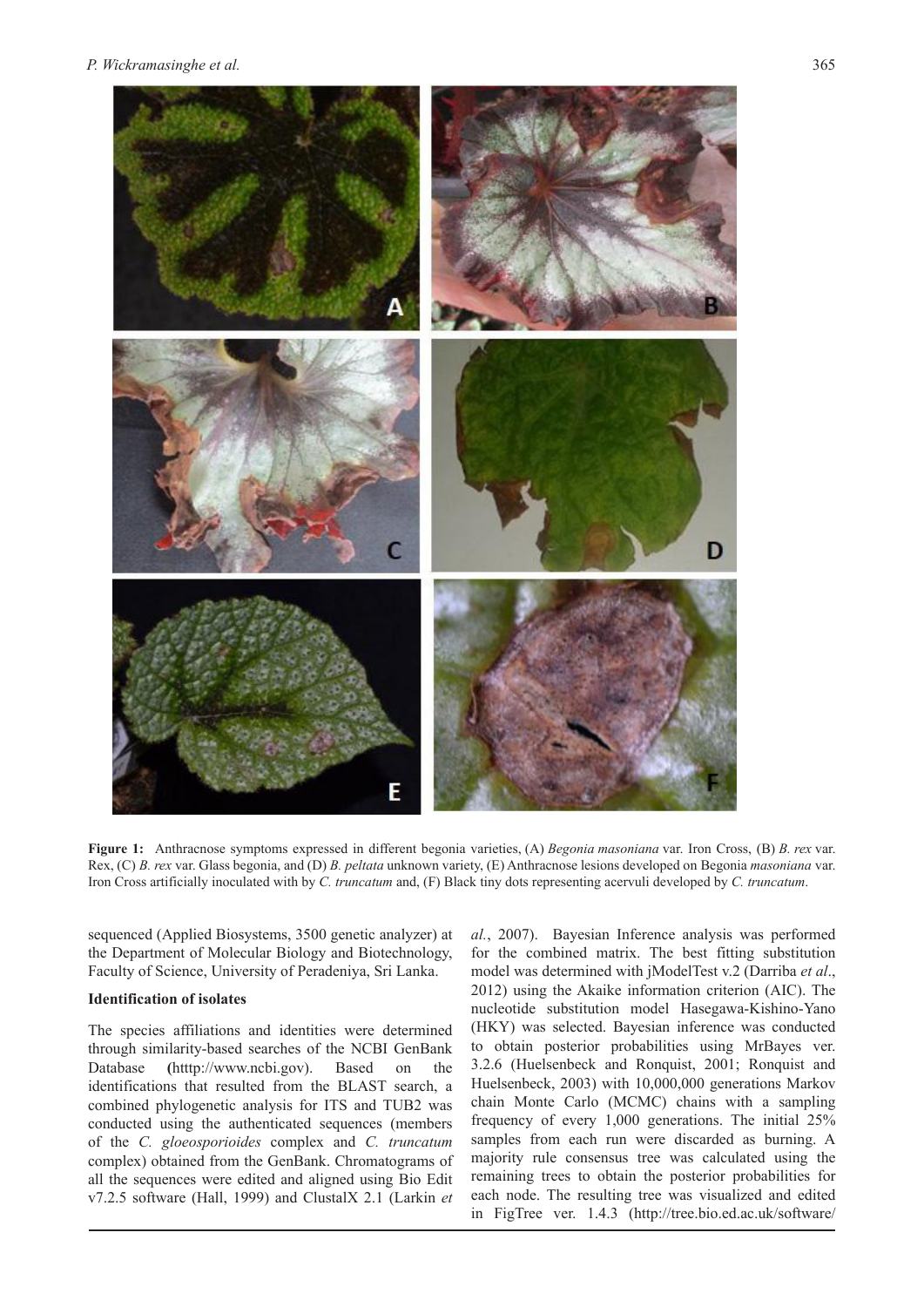**Figure 1:** Anthracnose symptoms expressed in different begonia varieties, (A) *Begonia masoniana* var. Iron Cross, (B) *B. rex* var. Rex, (C) *B. rex* var. Glass begonia, and (D) *B. peltata* unknown variety, (E) Anthracnose lesions developed on Begonia *masoniana* var. Iron Cross artificially inoculated with by *C. truncatum* and, (F) Black tiny dots representing acervuli developed by *C. truncatum*.

sequenced (Applied Biosystems, 3500 genetic analyzer) at the Department of Molecular Biology and Biotechnology, Faculty of Science, University of Peradeniya, Sri Lanka.

**Identification of isolates**

The species affiliations and identities were determined through similarity-based searches of the NCBI GenBank Database **(**htttp://www.ncbi.gov). Based on the identifications that resulted from the BLAST search, a combined phylogenetic analysis for ITS and TUB2 was conducted using the authenticated sequences (members of the *C. gloeosporioides* complex and *C. truncatum* complex) obtained from the GenBank. Chromatograms of all the sequences were edited and aligned using Bio Edit v7.2.5 software (Hall, 1999) and ClustalX 2.1 (Larkin *et al.*, 2007). Bayesian Inference analysis was performed for the combined matrix. The best fitting substitution model was determined with jModelTest v.2 (Darriba *et al*., 2012) using the Akaike information criterion (AIC). The nucleotide substitution model Hasegawa-Kishino-Yano (HKY) was selected. Bayesian inference was conducted to obtain posterior probabilities using MrBayes ver. 3.2.6 (Huelsenbeck and Ronquist, 2001; Ronquist and Huelsenbeck, 2003) with 10,000,000 generations Markov chain Monte Carlo (MCMC) chains with a sampling frequency of every 1,000 generations. The initial 25% samples from each run were discarded as burning. A majority rule consensus tree was calculated using the remaining trees to obtain the posterior probabilities for each node. The resulting tree was visualized and edited in FigTree ver. 1.4.3 (http://tree.bio.ed.ac.uk/software/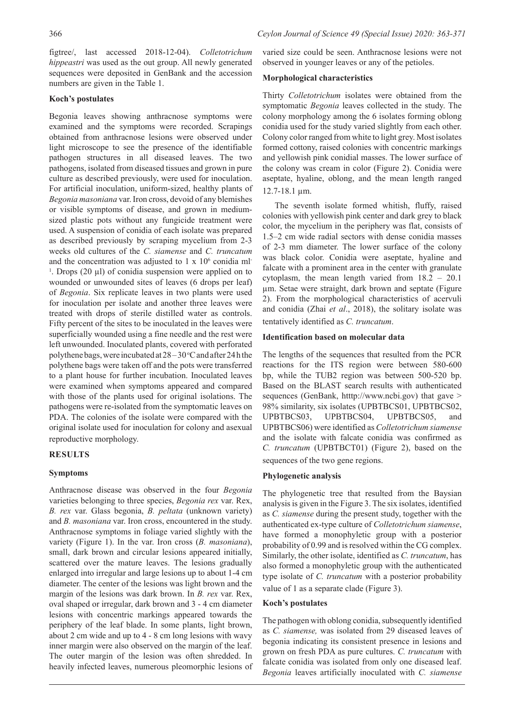figtree/, last accessed 2018-12-04). *Colletotrichum hippeastri* was used as the out group. All newly generated sequences were deposited in GenBank and the accession numbers are given in the Table 1.

**Koch's postulates**

Begonia leaves showing anthracnose symptoms were examined and the symptoms were recorded. Scrapings obtained from anthracnose lesions were observed under light microscope to see the presence of the identifiable pathogen structures in all diseased leaves. The two pathogens, isolated from diseased tissues and grown in pure culture as described previously, were used for inoculation. For artificial inoculation, uniform-sized, healthy plants of *Begonia masoniana* var. Iron cross, devoid of any blemishes or visible symptoms of disease, and grown in medium-sized plastic pots without any fungicide treatment were used. A suspension of conidia of each isolate was prepared as described previously by scraping mycelium from 2-3 weeks old cultures of the *C. siamense* and *C. truncatum* and the concentration was adjusted to $1 \times 10^6$ conidia $ml^{-1}$. Drops (20 µl) of conidia suspension were applied on to wounded or unwounded sites of leaves (6 drops per leaf) of *Begonia*. Six replicate leaves in two plants were used for inoculation per isolate and another three leaves were treated with drops of sterile distilled water as controls. Fifty percent of the sites to be inoculated in the leaves were superficially wounded using a fine needle and the rest were left unwounded. Inoculated plants, covered with perforated polythene bags, were incubated at 28 – 30 °C and after 24 h the polythene bags were taken off and the pots were transferred to a plant house for further incubation. Inoculated leaves were examined when symptoms appeared and compared with those of the plants used for original isolations. The pathogens were re-isolated from the symptomatic leaves on PDA. The colonies of the isolate were compared with the original isolate used for inoculation for colony and asexual reproductive morphology.

## RESULTS

**Symptoms**

Anthracnose disease was observed in the four *Begonia* varieties belonging to three species, *Begonia rex* var. Rex, *B. rex* var. Glass begonia, *B. peltata* (unknown variety) and *B. masoniana* var. Iron cross, encountered in the study. Anthracnose symptoms in foliage varied slightly with the variety (Figure 1). In the var. Iron cross (*B. masoniana*), small, dark brown and circular lesions appeared initially, scattered over the mature leaves. The lesions gradually enlarged into irregular and large lesions up to about 1-4 cm diameter. The center of the lesions was light brown and the margin of the lesions was dark brown. In *B. rex* var. Rex, oval shaped or irregular, dark brown and 3 - 4 cm diameter lesions with concentric markings appeared towards the periphery of the leaf blade. In some plants, light brown, about 2 cm wide and up to 4 - 8 cm long lesions with wavy inner margin were also observed on the margin of the leaf. The outer margin of the lesion was often shredded. In heavily infected leaves, numerous pleomorphic lesions of varied size could be seen. Anthracnose lesions were not observed in younger leaves or any of the petioles.

**Morphological characteristics**

Thirty *Colletotrichum* isolates were obtained from the symptomatic *Begonia* leaves collected in the study. The colony morphology among the 6 isolates forming oblong conidia used for the study varied slightly from each other. Colony color ranged from white to light grey. Most isolates formed cottony, raised colonies with concentric markings and yellowish pink conidial masses. The lower surface of the colony was cream in color (Figure 2). Conidia were aseptate, hyaline, oblong, and the mean length ranged 12.7-18.1 µm.

The seventh isolate formed whitish, fluffy, raised colonies with yellowish pink center and dark grey to black color, the mycelium in the periphery was flat, consists of 1.5–2 cm wide radial sectors with dense conidia masses of 2-3 mm diameter. The lower surface of the colony was black color. Conidia were aseptate, hyaline and falcate with a prominent area in the center with granulate cytoplasm, the mean length varied from 18.2 – 20.1 µm. Setae were straight, dark brown and septate (Figure 2). From the morphological characteristics of acervuli and conidia (Zhai *et al*., 2018), the solitary isolate was tentatively identified as *C. truncatum*.

**Identification based on molecular data**

The lengths of the sequences that resulted from the PCR reactions for the ITS region were between 580-600 bp, while the TUB2 region was between 500-520 bp. Based on the BLAST search results with authenticated sequences (GenBank, htttp://www.ncbi.gov) that gave > 98% similarity, six isolates (UPBTBCS01, UPBTBCS02, UPBTBCS03, UPBTBCS04, UPBTBCS05, and UPBTBCS06) were identified as *Colletotrichum siamense* and the isolate with falcate conidia was confirmed as *C. truncatum* (UPBTBCT01) (Figure 2), based on the sequences of the two gene regions.

**Phylogenetic analysis**

The phylogenetic tree that resulted from the Baysian analysis is given in the Figure 3. The six isolates, identified as *C. siamense* during the present study, together with the authenticated ex-type culture of *Colletotrichum siamense*, have formed a monophyletic group with a posterior probability of 0.99 and is resolved within the CG complex. Similarly, the other isolate, identified as *C. truncatum*, has also formed a monophyletic group with the authenticated type isolate of *C. truncatum* with a posterior probability value of 1 as a separate clade (Figure 3).

**Koch's postulates**

The pathogen with oblong conidia, subsequently identified as *C. siamense,* was isolated from 29 diseased leaves of begonia indicating its consistent presence in lesions and grown on fresh PDA as pure cultures. *C. truncatum* with falcate conidia was isolated from only one diseased leaf. *Begonia* leaves artificially inoculated with *C. siamense*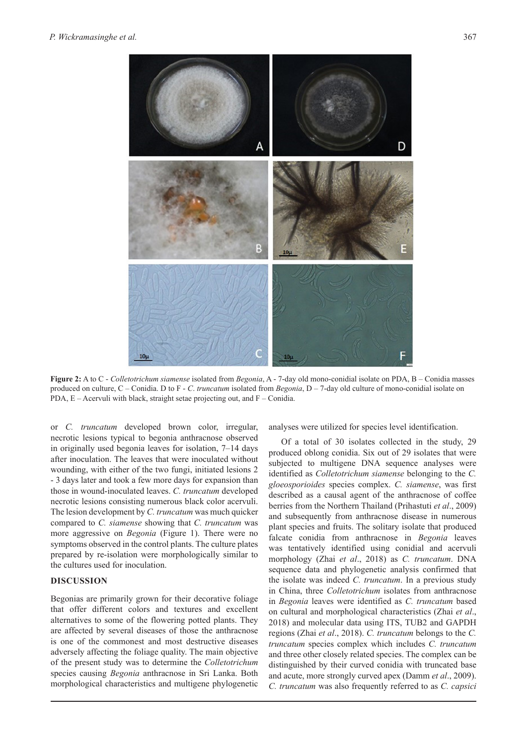**Figure 2:** A to C - *Colletotrichum siamense* isolated from *Begonia*, A - 7-day old mono-conidial isolate on PDA, B – Conidia masses produced on culture, C – Conidia. D to F - *C. truncatum* isolated from *Begonia*, D – 7-day old culture of mono-conidial isolate on PDA, E – Acervuli with black, straight setae projecting out, and F – Conidia.

or *C. truncatum* developed brown color, irregular, necrotic lesions typical to begonia anthracnose observed in originally used begonia leaves for isolation, 7–14 days after inoculation. The leaves that were inoculated without wounding, with either of the two fungi, initiated lesions 2 - 3 days later and took a few more days for expansion than those in wound-inoculated leaves. *C. truncatum* developed necrotic lesions consisting numerous black color acervuli. The lesion development by *C. truncatum* was much quicker compared to *C. siamense* showing that *C. truncatum* was more aggressive on *Begonia* (Figure 1). There were no symptoms observed in the control plants. The culture plates prepared by re-isolation were morphologically similar to the cultures used for inoculation.

## DISCUSSION

Begonias are primarily grown for their decorative foliage that offer different colors and textures and excellent alternatives to some of the flowering potted plants. They are affected by several diseases of those the anthracnose is one of the commonest and most destructive diseases adversely affecting the foliage quality. The main objective of the present study was to determine the *Colletotrichum* species causing *Begonia* anthracnose in Sri Lanka. Both morphological characteristics and multigene phylogenetic analyses were utilized for species level identification.

Of a total of 30 isolates collected in the study, 29 produced oblong conidia. Six out of 29 isolates that were subjected to multigene DNA sequence analyses were identified as *Colletotrichum siamense* belonging to the *C. gloeosporioides* species complex. *C. siamense*, was first described as a causal agent of the anthracnose of coffee berries from the Northern Thailand (Prihastuti *et al*., 2009) and subsequently from anthracnose disease in numerous plant species and fruits. The solitary isolate that produced falcate conidia from anthracnose in *Begonia* leaves was tentatively identified using conidial and acervuli morphology (Zhai *et al*., 2018) as *C. truncatum*. DNA sequence data and phylogenetic analysis confirmed that the isolate was indeed *C. truncatum*. In a previous study in China, three *Colletotrichum* isolates from anthracnose in *Begonia* leaves were identified as *C. truncatum* based on cultural and morphological characteristics (Zhai *et al*., 2018) and molecular data using ITS, TUB2 and GAPDH regions (Zhai *et al*., 2018). *C. truncatum* belongs to the *C. truncatum* species complex which includes *C. truncatum* and three other closely related species. The complex can be distinguished by their curved conidia with truncated base and acute, more strongly curved apex (Damm *et al*., 2009). *C. truncatum* was also frequently referred to as *C. capsici*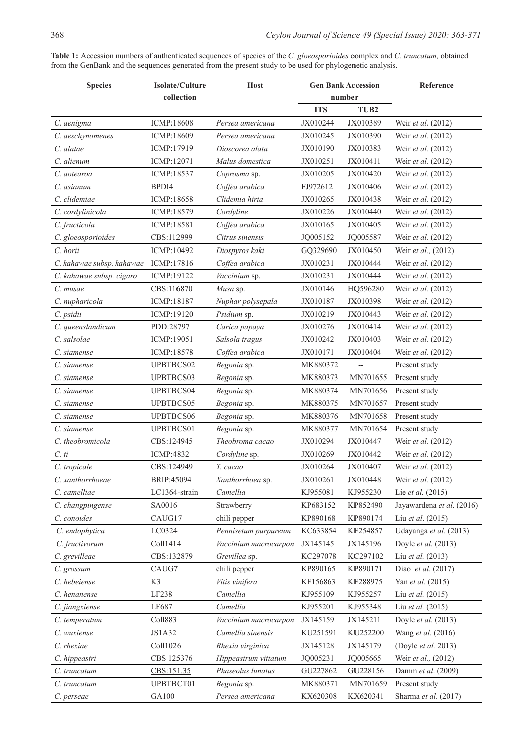**Table 1:** Accession numbers of authenticated sequences of species of the *C. gloeosporioides* complex and *C. truncatum,* obtained from the GenBank and the sequences generated from the present study to be used for phylogenetic analysis.

| Species | Isolate/Culture collection | Host | Gen Bank Accession number | | Reference |
|---|---|---|---|---|---|
| | | | ITS | TUB2 | |
| *C. aenigma* | ICMP:18608 | *Persea americana* | JX010244 | JX010389 | Weir *et al.* (2012) |
| *C. aeschynomenes* | ICMP:18609 | *Persea americana* | JX010245 | JX010390 | Weir *et al.* (2012) |
| *C. alatae* | ICMP:17919 | *Dioscorea alata* | JX010190 | JX010383 | Weir *et al.* (2012) |
| *C. alienum* | ICMP:12071 | *Malus domestica* | JX010251 | JX010411 | Weir *et al.* (2012) |
| *C. aotearoa* | ICMP:18537 | *Coprosma* sp. | JX010205 | JX010420 | Weir *et al.* (2012) |
| *C. asianum* | BPDI4 | *Coffea arabica* | FJ972612 | JX010406 | Weir *et al.* (2012) |
| *C. clidemiae* | ICMP:18658 | *Clidemia hirta* | JX010265 | JX010438 | Weir *et al.* (2012) |
| *C. cordylinicola* | ICMP:18579 | *Cordyline* | JX010226 | JX010440 | Weir *et al.* (2012) |
| *C. fructicola* | ICMP:18581 | *Coffea arabica* | JX010165 | JX010405 | Weir *et al.* (2012) |
| *C. gloeosporioides* | CBS:112999 | *Citrus sinensis* | JQ005152 | JQ005587 | Weir *et al.* (2012) |
| *C. horii* | ICMP:10492 | *Diospyros kaki* | GQ329690 | JX010450 | Weir *et al.,* (2012) |
| *C. kahawae subsp. kahawae* | ICMP:17816 | *Coffea arabica* | JX010231 | JX010444 | Weir *et al.* (2012) |
| *C. kahawae subsp. cigaro* | ICMP:19122 | *Vaccinium* sp. | JX010231 | JX010444 | Weir *et al.* (2012) |
| *C. musae* | CBS:116870 | *Musa* sp. | JX010146 | HQ596280 | Weir *et al.* (2012) |
| *C. nupharicola* | ICMP:18187 | *Nuphar polysepala* | JX010187 | JX010398 | Weir *et al.* (2012) |
| *C. psidii* | ICMP:19120 | *Psidium* sp. | JX010219 | JX010443 | Weir *et al.* (2012) |
| *C. queenslandicum* | PDD:28797 | *Carica papaya* | JX010276 | JX010414 | Weir *et al.* (2012) |
| *C. salsolae* | ICMP:19051 | *Salsola tragus* | JX010242 | JX010403 | Weir *et al.* (2012) |
| *C. siamense* | ICMP:18578 | *Coffea arabica* | JX010171 | JX010404 | Weir *et al.* (2012) |
| *C. siamense* | UPBTBCS02 | *Begonia* sp. | MK880372 | -- | Present study |
| *C. siamense* | UPBTBCS03 | *Begonia* sp. | MK880373 | MN701655 | Present study |
| *C. siamense* | UPBTBCS04 | *Begonia* sp. | MK880374 | MN701656 | Present study |
| *C. siamense* | UPBTBCS05 | *Begonia* sp. | MK880375 | MN701657 | Present study |
| *C. siamense* | UPBTBCS06 | *Begonia* sp. | MK880376 | MN701658 | Present study |
| *C. siamense* | UPBTBCS01 | *Begonia* sp. | MK880377 | MN701654 | Present study |
| *C. theobromicola* | CBS:124945 | *Theobroma cacao* | JX010294 | JX010447 | Weir *et al.* (2012) |
| *C. ti* | ICMP:4832 | *Cordyline* sp. | JX010269 | JX010442 | Weir *et al.* (2012) |
| *C. tropicale* | CBS:124949 | *T. cacao* | JX010264 | JX010407 | Weir *et al.* (2012) |
| *C. xanthorrhoeae* | BRIP:45094 | *Xanthorrhoea* sp. | JX010261 | JX010448 | Weir *et al.* (2012) |
| *C. camelliae* | LC1364-strain | *Camellia* | KJ955081 | KJ955230 | Lie *et al.* (2015) |
| *C. changpingense* | SA0016 | Strawberry | KP683152 | KP852490 | Jayawardena *et al.* (2016) |
| *C. conoides* | CAUG17 | chili pepper | KP890168 | KP890174 | Liu *et al*. (2015) |
| *C. endophytica* | LC0324 | *Pennisetum purpureum* | KC633854 | KF254857 | Udayanga *et al*. (2013) |
| *C. fructivorum* | Coll1414 | *Vaccinium macrocarpon* | JX145145 | JX145196 | Doyle *et al.* (2013) |
| *C. grevilleae* | CBS:132879 | *Grevillea* sp. | KC297078 | KC297102 | Liu *et al.* (2013) |
| *C. grossum* | CAUG7 | chili pepper | KP890165 | KP890171 | Diao *et al*. (2017) |
| *C. hebeiense* | K3 | *Vitis vinifera* | KF156863 | KF288975 | Yan *et al*. (2015) |
| *C. henanense* | LF238 | *Camellia* | KJ955109 | KJ955257 | Liu *et al.* (2015) |
| *C. jiangxiense* | LF687 | *Camellia* | KJ955201 | KJ955348 | Liu *et al.* (2015) |
| *C. temperatum* | Coll883 | *Vaccinium macrocarpon* | JX145159 | JX145211 | Doyle *et al.* (2013) |
| *C. wuxiense* | JS1A32 | *Camellia sinensis* | KU251591 | KU252200 | Wang *et al.* (2016) |
| *C. rhexiae* | Coll1026 | *Rhexia virginica* | JX145128 | JX145179 | (Doyle *et al.* 2013) |
| *C. hippeastri* | CBS 125376 | *Hippeastrum vittatum* | JQ005231 | JQ005665 | Weir *et al.,* (2012) |
| *C. truncatum* | CBS:151.35 | *Phaseolus lunatus* | GU227862 | GU228156 | Damm *et al*. (2009) |
| *C. truncatum* | UPBTBCT01 | *Begonia* sp. | MK880371 | MN701659 | Present study |
| *C. perseae* | GA100 | *Persea americana* | KX620308 | KX620341 | Sharma *et al*. (2017) |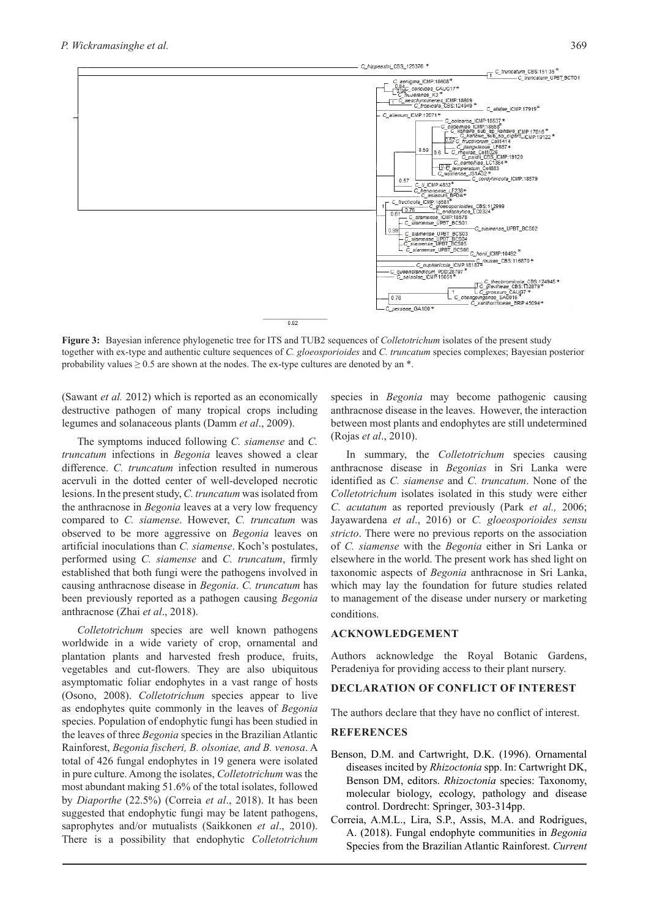**Figure 3:** Bayesian inference phylogenetic tree for ITS and TUB2 sequences of *Colletotrichum* isolates of the present study together with ex-type and authentic culture sequences of *C. gloeosporioides* and *C. truncatum* species complexes; Bayesian posterior probability values ≥ 0.5 are shown at the nodes. The ex-type cultures are denoted by an *.

(Sawant *et al.* 2012) which is reported as an economically destructive pathogen of many tropical crops including legumes and solanaceous plants (Damm *et al*., 2009).

The symptoms induced following *C. siamense* and *C. truncatum* infections in *Begonia* leaves showed a clear difference. *C. truncatum* infection resulted in numerous acervuli in the dotted center of well-developed necrotic lesions. In the present study, *C. truncatum* was isolated from the anthracnose in *Begonia* leaves at a very low frequency compared to *C. siamense*. However, *C. truncatum* was observed to be more aggressive on *Begonia* leaves on artificial inoculations than *C. siamense*. Koch's postulates, performed using *C. siamense* and *C. truncatum*, firmly established that both fungi were the pathogens involved in causing anthracnose disease in *Begonia*. *C. truncatum* has been previously reported as a pathogen causing *Begonia* anthracnose (Zhai *et al*., 2018).

*Colletotrichum* species are well known pathogens worldwide in a wide variety of crop, ornamental and plantation plants and harvested fresh produce, fruits, vegetables and cut-flowers. They are also ubiquitous asymptomatic foliar endophytes in a vast range of hosts (Osono, 2008). *Colletotrichum* species appear to live as endophytes quite commonly in the leaves of *Begonia* species. Population of endophytic fungi has been studied in the leaves of three *Begonia* species in the Brazilian Atlantic Rainforest, *Begonia fischeri, B. olsoniae, and B. venosa*. A total of 426 fungal endophytes in 19 genera were isolated in pure culture. Among the isolates, *Colletotrichum* was the most abundant making 51.6% of the total isolates, followed by *Diaporthe* (22.5%) (Correia *et al*., 2018). It has been suggested that endophytic fungi may be latent pathogens, saprophytes and/or mutualists (Saikkonen *et al*., 2010). There is a possibility that endophytic *Colletotrichum* species in *Begonia* may become pathogenic causing anthracnose disease in the leaves. However, the interaction between most plants and endophytes are still undetermined (Rojas *et al*., 2010).

In summary, the *Colletotrichum* species causing anthracnose disease in *Begonias* in Sri Lanka were identified as *C. siamense* and *C. truncatum*. None of the *Colletotrichum* isolates isolated in this study were either *C. acutatum* as reported previously (Park *et al.,* 2006; Jayawardena *et al*., 2016) or *C. gloeosporioides sensu stricto*. There were no previous reports on the association of *C. siamense* with the *Begonia* either in Sri Lanka or elsewhere in the world. The present work has shed light on taxonomic aspects of *Begonia* anthracnose in Sri Lanka, which may lay the foundation for future studies related to management of the disease under nursery or marketing conditions.

## ACKNOWLEDGEMENT

Authors acknowledge the Royal Botanic Gardens, Peradeniya for providing access to their plant nursery.

## DECLARATION OF CONFLICT OF INTEREST

The authors declare that they have no conflict of interest.

## REFERENCES

Benson, D.M. and Cartwright, D.K. (1996). Ornamental diseases incited by *Rhizoctonia* spp. In: Cartwright DK, Benson DM, editors. *Rhizoctonia* species: Taxonomy, molecular biology, ecology, pathology and disease control. Dordrecht: Springer, 303-314pp.

Correia, A.M.L., Lira, S.P., Assis, M.A. and Rodrigues, A. (2018). Fungal endophyte communities in *Begonia* Species from the Brazilian Atlantic Rainforest. *Current*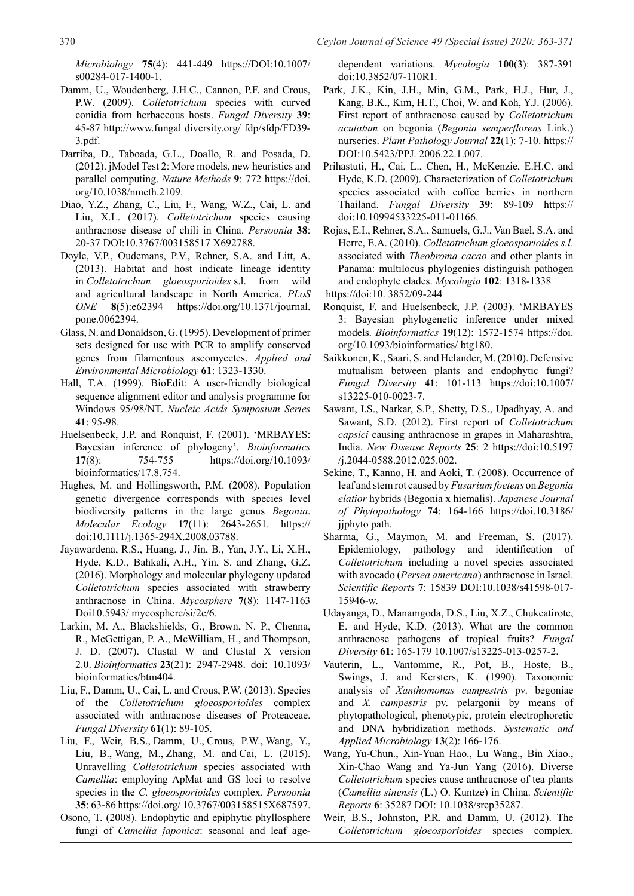*Microbiology* **75**(4): 441-449 https://DOI:10.1007/s00284-017-1400-1.

Damm, U., Woudenberg, J.H.C., Cannon, P.F. and Crous, P.W. (2009). *Colletotrichum* species with curved conidia from herbaceous hosts. *Fungal Diversity* **39**: 45-87 http://www.fungal diversity.org/ fdp/sfdp/FD39-3.pdf.

Darriba, D., Taboada, G.L., Doallo, R. and Posada, D. (2012). jModel Test 2: More models, new heuristics and parallel computing. *Nature Methods* **9**: 772 https://doi.org/10.1038/nmeth.2109.

Diao, Y.Z., Zhang, C., Liu, F., Wang, W.Z., Cai, L. and Liu, X.L. (2017). *Colletotrichum* species causing anthracnose disease of chili in China. *Persoonia* **38**: 20-37 DOI:10.3767/003158517 X692788.

Doyle, V.P., Oudemans, P.V., Rehner, S.A. and Litt, A. (2013). Habitat and host indicate lineage identity in *Colletotrichum gloeosporioides* s.l. from wild and agricultural landscape in North America. *PLoS ONE* **8**(5):e62394 https://doi.org/10.1371/journal.pone.0062394.

Glass, N. and Donaldson, G. (1995). Development of primer sets designed for use with PCR to amplify conserved genes from filamentous ascomycetes. *Applied and Environmental Microbiology* **61**: 1323-1330.

Hall, T.A. (1999). BioEdit: A user-friendly biological sequence alignment editor and analysis programme for Windows 95/98/NT. *Nucleic Acids Symposium Series* **41**: 95-98.

Huelsenbeck, J.P. and Ronquist, F. (2001). 'MRBAYES: Bayesian inference of phylogeny'. *Bioinformatics* **17**(8): 754-755 https://doi.org/10.1093/bioinformatics/17.8.754.

Hughes, M. and Hollingsworth, P.M. (2008). Population genetic divergence corresponds with species level biodiversity patterns in the large genus *Begonia*. *Molecular Ecology* **17**(11): 2643-2651. https://doi:10.1111/j.1365-294X.2008.03788.

Jayawardena, R.S., Huang, J., Jin, B., Yan, J.Y., Li, X.H., Hyde, K.D., Bahkali, A.H., Yin, S. and Zhang, G.Z. (2016). Morphology and molecular phylogeny updated *Colletotrichum* species associated with strawberry anthracnose in China. *Mycosphere* **7**(8): 1147-1163 Doi10.5943/ mycosphere/si/2c/6.

Larkin, M. A., Blackshields, G., Brown, N. P., Chenna, R., McGettigan, P. A., McWilliam, H., and Thompson, J. D. (2007). Clustal W and Clustal X version 2.0. *Bioinformatics* **23**(21): 2947-2948. doi: 10.1093/bioinformatics/btm404.

Liu, F., Damm, U., Cai, L. and Crous, P.W. (2013). Species of the *Colletotrichum gloeosporioides* complex associated with anthracnose diseases of Proteaceae. *Fungal Diversity* **61**(1): 89-105.

Liu, F., Weir, B.S., Damm, U., Crous, P.W., Wang, Y., Liu, B., Wang, M., Zhang, M. and Cai, L. (2015). Unravelling *Colletotrichum* species associated with *Camellia*: employing ApMat and GS loci to resolve species in the *C. gloeosporioides* complex. *Persoonia* **35**: 63-86 https://doi.org/ 10.3767/003158515X687597.

Osono, T. (2008). Endophytic and epiphytic phyllosphere fungi of *Camellia japonica*: seasonal and leaf age-dependent variations. *Mycologia* **100**(3): 387-391 doi:10.3852/07-110R1.

Park, J.K., Kin, J.H., Min, G.M., Park, H.J., Hur, J., Kang, B.K., Kim, H.T., Choi, W. and Koh, Y.J. (2006). First report of anthracnose caused by *Colletotrichum acutatum* on begonia (*Begonia semperflorens* Link.) nurseries. *Plant Pathology Journal* **22**(1): 7-10. https://DOI:10.5423/PPJ. 2006.22.1.007.

Prihastuti, H., Cai, L., Chen, H., McKenzie, E.H.C. and Hyde, K.D. (2009). Characterization of *Colletotrichum* species associated with coffee berries in northern Thailand. *Fungal Diversity* **39**: 89-109 https://doi:10.10994533225-011-01166.

Rojas, E.I., Rehner, S.A., Samuels, G.J., Van Bael, S.A. and Herre, E.A. (2010). *Colletotrichum gloeosporioides s.l*. associated with *Theobroma cacao* and other plants in Panama: multilocus phylogenies distinguish pathogen and endophyte clades. *Mycologia* **102**: 1318-1338 https://doi:10. 3852/09-244

Ronquist, F. and Huelsenbeck, J.P. (2003). 'MRBAYES 3: Bayesian phylogenetic inference under mixed models. *Bioinformatics* **19**(12): 1572-1574 https://doi.org/10.1093/bioinformatics/ btg180.

Saikkonen, K., Saari, S. and Helander, M. (2010). Defensive mutualism between plants and endophytic fungi? *Fungal Diversity* **41**: 101-113 https://doi:10.1007/s13225-010-0023-7.

Sawant, I.S., Narkar, S.P., Shetty, D.S., Upadhyay, A. and Sawant, S.D. (2012). First report of *Colletotrichum capsici* causing anthracnose in grapes in Maharashtra, India. *New Disease Reports* **25**: 2 https://doi:10.5197/j.2044-0588.2012.025.002.

Sekine, T., Kanno, H. and Aoki, T. (2008). Occurrence of leaf and stem rot caused by *Fusarium foetens* on *Begonia elatior* hybrids (Begonia x hiemalis). *Japanese Journal of Phytopathology* **74**: 164-166 https://doi.10.3186/jjphyto path.

Sharma, G., Maymon, M. and Freeman, S. (2017). Epidemiology, pathology and identification of *Colletotrichum* including a novel species associated with avocado (*Persea americana*) anthracnose in Israel. *Scientific Reports* **7**: 15839 DOI:10.1038/s41598-017-15946-w.

Udayanga, D., Manamgoda, D.S., Liu, X.Z., Chukeatirote, E. and Hyde, K.D. (2013). What are the common anthracnose pathogens of tropical fruits? *Fungal Diversity* **61**: 165-179 10.1007/s13225-013-0257-2.

Vauterin, L., Vantomme, R., Pot, B., Hoste, B., Swings, J. and Kersters, K. (1990). Taxonomic analysis of *Xanthomonas campestris* pv. begoniae and *X. campestris* pv. pelargonii by means of phytopathological, phenotypic, protein electrophoretic and DNA hybridization methods. *Systematic and Applied Microbiology* **13**(2): 166-176.

Wang, Yu-Chun., Xin-Yuan Hao., Lu Wang., Bin Xiao., Xin-Chao Wang and Ya-Jun Yang (2016). Diverse *Colletotrichum* species cause anthracnose of tea plants (*Camellia sinensis* (L.) O. Kuntze) in China. *Scientific Reports* **6**: 35287 DOI: 10.1038/srep35287.

Weir, B.S., Johnston, P.R. and Damm, U. (2012). The *Colletotrichum gloeosporioides* species complex.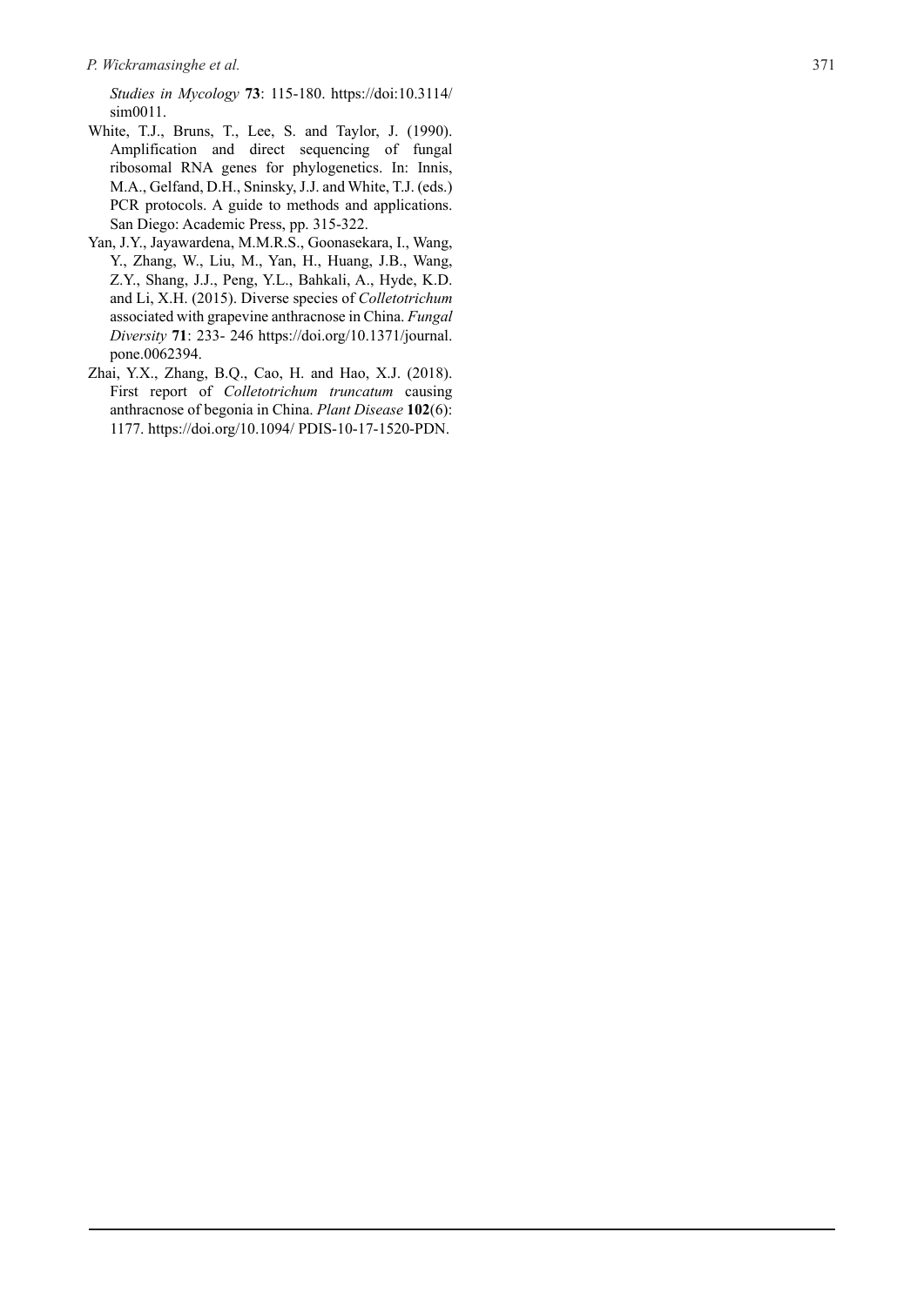*Studies in Mycology* **73**: 115-180. https://doi:10.3114/sim0011.

White, T.J., Bruns, T., Lee, S. and Taylor, J. (1990). Amplification and direct sequencing of fungal ribosomal RNA genes for phylogenetics. In: Innis, M.A., Gelfand, D.H., Sninsky, J.J. and White, T.J. (eds.) PCR protocols. A guide to methods and applications. San Diego: Academic Press, pp. 315-322.

Yan, J.Y., Jayawardena, M.M.R.S., Goonasekara, I., Wang, Y., Zhang, W., Liu, M., Yan, H., Huang, J.B., Wang, Z.Y., Shang, J.J., Peng, Y.L., Bahkali, A., Hyde, K.D. and Li, X.H. (2015). Diverse species of *Colletotrichum* associated with grapevine anthracnose in China. *Fungal Diversity* **71**: 233- 246 https://doi.org/10.1371/journal.pone.0062394.

Zhai, Y.X., Zhang, B.Q., Cao, H. and Hao, X.J. (2018). First report of *Colletotrichum truncatum* causing anthracnose of begonia in China. *Plant Disease* **102**(6): 1177. https://doi.org/10.1094/ PDIS-10-17-1520-PDN.